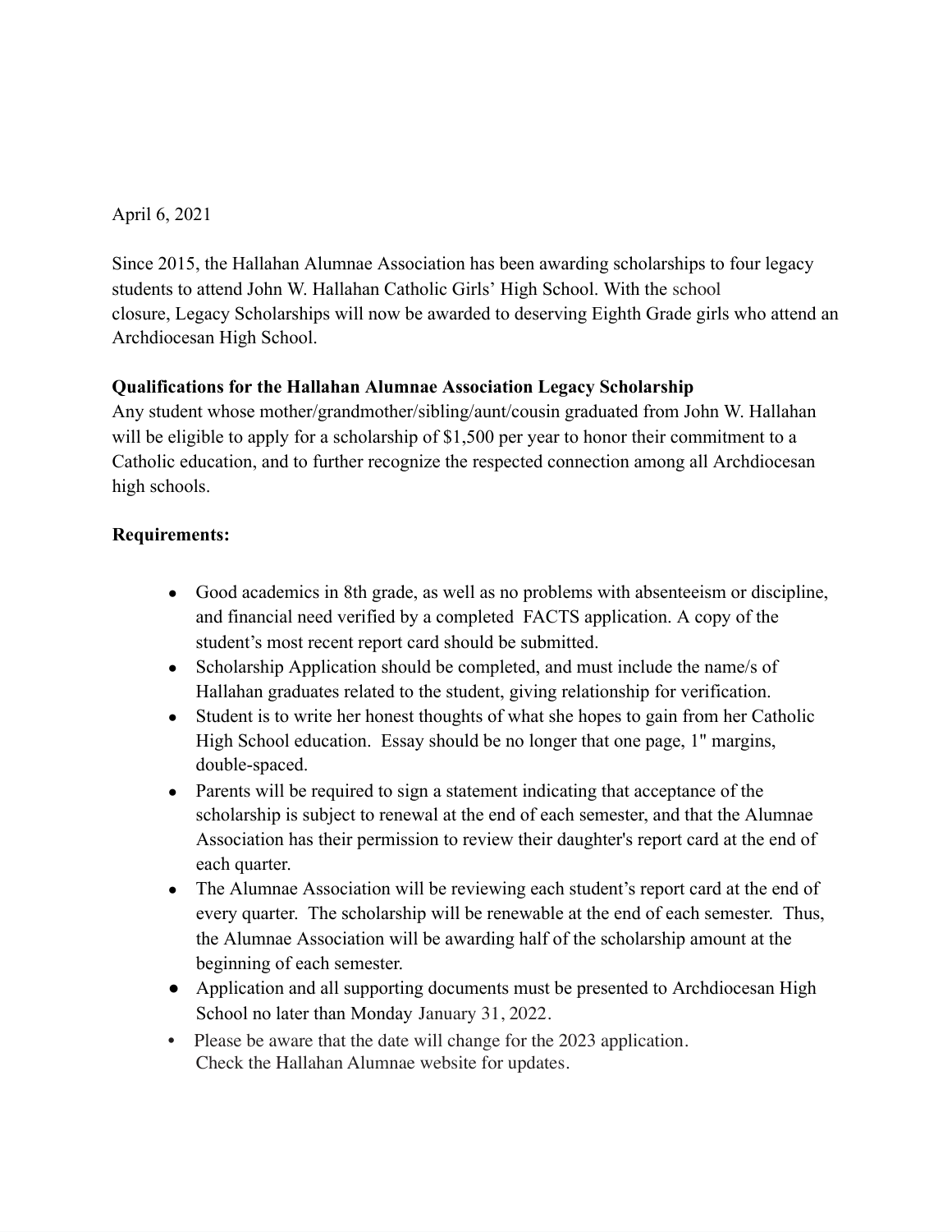April 6, 2021

Since 2015, the Hallahan Alumnae Association has been awarding scholarships to four legacy students to attend John W. Hallahan Catholic Girls' High School. With the school closure, Legacy Scholarships will now be awarded to deserving Eighth Grade girls who attend an Archdiocesan High School.

**Qualifications for the Hallahan Alumnae Association Legacy Scholarship**

Any student whose mother/grandmother/sibling/aunt/cousin graduated from John W. Hallahan will be eligible to apply for a scholarship of $1,500 per year to honor their commitment to a Catholic education, and to further recognize the respected connection among all Archdiocesan high schools.

**Requirements:**

- Good academics in 8th grade, as well as no problems with absenteeism or discipline, and financial need verified by a completed FACTS application. A copy of the student's most recent report card should be submitted.
- Scholarship Application should be completed, and must include the name/s of Hallahan graduates related to the student, giving relationship for verification.
- Student is to write her honest thoughts of what she hopes to gain from her Catholic High School education. Essay should be no longer that one page, 1" margins, double-spaced.
- Parents will be required to sign a statement indicating that acceptance of the scholarship is subject to renewal at the end of each semester, and that the Alumnae Association has their permission to review their daughter's report card at the end of each quarter.
- The Alumnae Association will be reviewing each student's report card at the end of every quarter. The scholarship will be renewable at the end of each semester. Thus, the Alumnae Association will be awarding half of the scholarship amount at the beginning of each semester.
- Application and all supporting documents must be presented to Archdiocesan High School no later than Monday January 31, 2022.
- Please be aware that the date will change for the 2023 application. Check the Hallahan Alumnae website for updates.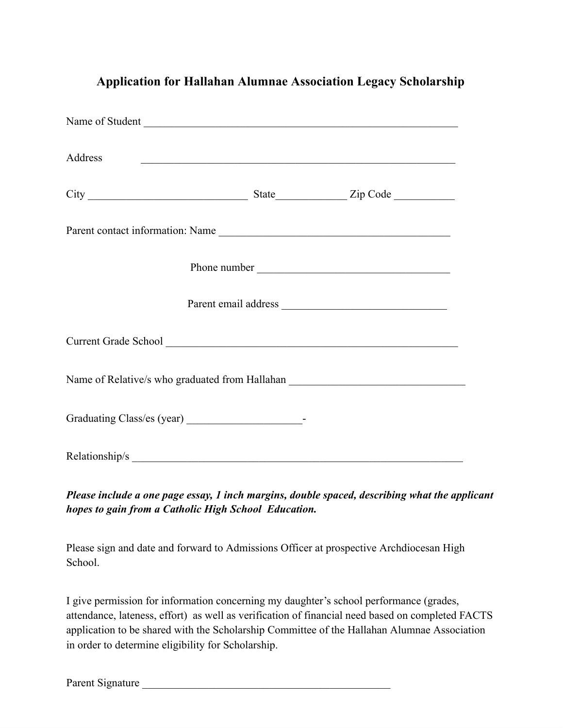# Application for Hallahan Alumnae Association Legacy Scholarship

Name of Student ____________________________________________________________

Address ____________________________________________________________

City ______________________________ State_____________ Zip Code ___________

Parent contact information: Name ____________________________________________

Phone number ___________________________________

Parent email address ______________________________

Current Grade School _______________________________________________________

Name of Relative/s who graduated from Hallahan ________________________________

Graduating Class/es (year) _____________________-

Relationship/s _______________________________________________________________

***Please include a one page essay, 1 inch margins, double spaced, describing what the applicant hopes to gain from a Catholic High School Education.***

Please sign and date and forward to Admissions Officer at prospective Archdiocesan High School.

I give permission for information concerning my daughter's school performance (grades, attendance, lateness, effort) as well as verification of financial need based on completed FACTS application to be shared with the Scholarship Committee of the Hallahan Alumnae Association in order to determine eligibility for Scholarship.

Parent Signature _______________________________________________